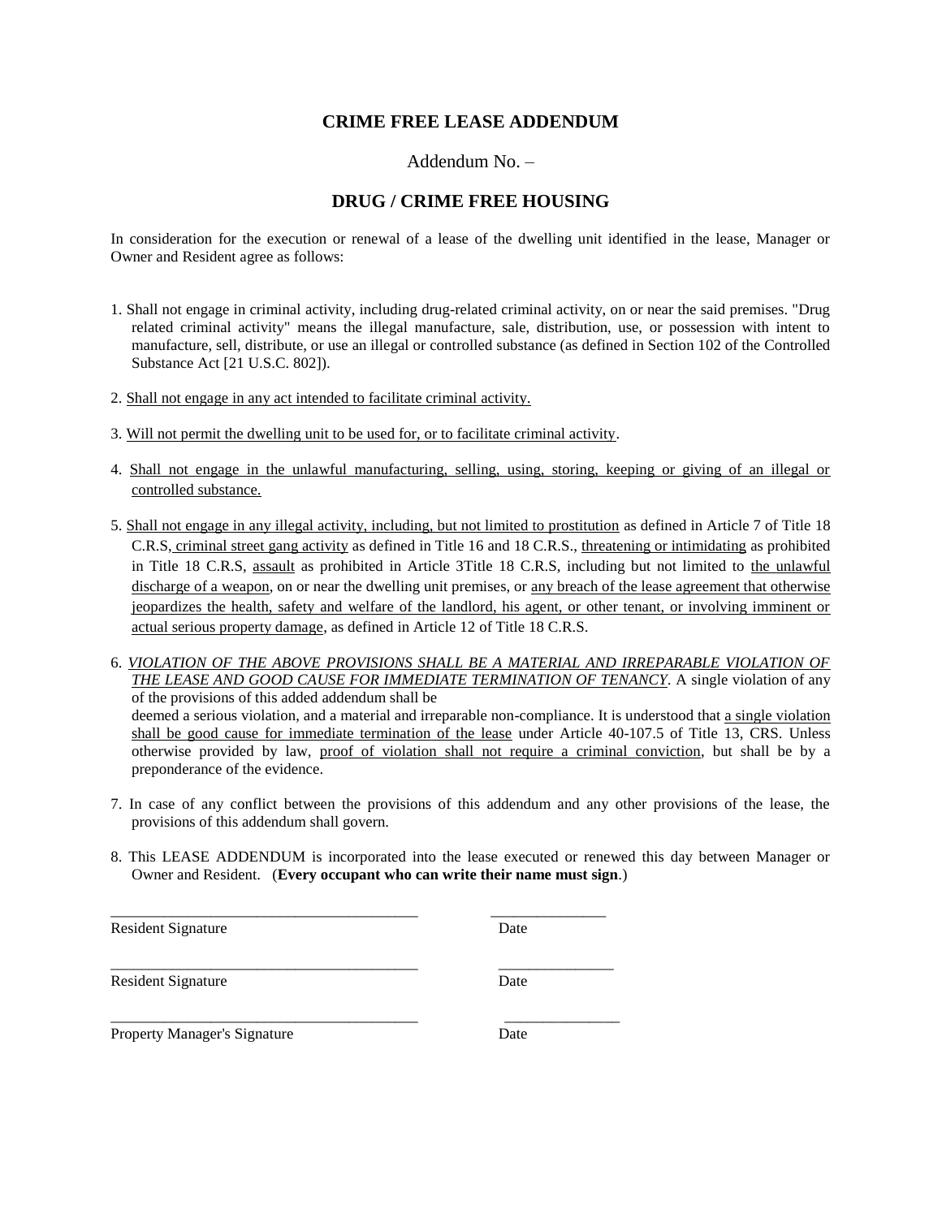# CRIME FREE LEASE ADDENDUM

Addendum No. –

## DRUG / CRIME FREE HOUSING

In consideration for the execution or renewal of a lease of the dwelling unit identified in the lease, Manager or Owner and Resident agree as follows:

1. Shall not engage in criminal activity, including drug-related criminal activity, on or near the said premises. "Drug related criminal activity" means the illegal manufacture, sale, distribution, use, or possession with intent to manufacture, sell, distribute, or use an illegal or controlled substance (as defined in Section 102 of the Controlled Substance Act [21 U.S.C. 802]).

2. <u>Shall not engage in any act intended to facilitate criminal activity.</u>

3. <u>Will not permit the dwelling unit to be used for, or to facilitate criminal activity</u>.

4. <u>Shall not engage in the unlawful manufacturing, selling, using, storing, keeping or giving of an illegal or controlled substance.</u>

5. <u>Shall not engage in any illegal activity, including, but not limited to prostitution</u> as defined in Article 7 of Title 18 C.R.S, <u>criminal street gang activity</u> as defined in Title 16 and 18 C.R.S., <u>threatening or intimidating</u> as prohibited in Title 18 C.R.S, <u>assault</u> as prohibited in Article 3Title 18 C.R.S, including but not limited to <u>the unlawful discharge of a weapon</u>, on or near the dwelling unit premises, or <u>any breach of the lease agreement that otherwise jeopardizes the health, safety and welfare of the landlord, his agent, or other tenant, or involving imminent or actual serious property damage</u>, as defined in Article 12 of Title 18 C.R.S.

6. <u>*VIOLATION OF THE ABOVE PROVISIONS SHALL BE A MATERIAL AND IRREPARABLE VIOLATION OF THE LEASE AND GOOD CAUSE FOR IMMEDIATE TERMINATION OF TENANCY*</u>. A single violation of any of the provisions of this added addendum shall be deemed a serious violation, and a material and irreparable non-compliance. It is understood that <u>a single violation shall be good cause for immediate termination of the lease</u> under Article 40-107.5 of Title 13, CRS. Unless otherwise provided by law, <u>proof of violation shall not require a criminal conviction</u>, but shall be by a preponderance of the evidence.

7. In case of any conflict between the provisions of this addendum and any other provisions of the lease, the provisions of this addendum shall govern.

8. This LEASE ADDENDUM is incorporated into the lease executed or renewed this day between Manager or Owner and Resident. (**Every occupant who can write their name must sign**.)

_________________________________________ _______________
Resident Signature Date

_________________________________________ _______________
Resident Signature Date

_________________________________________ _______________
Property Manager's Signature Date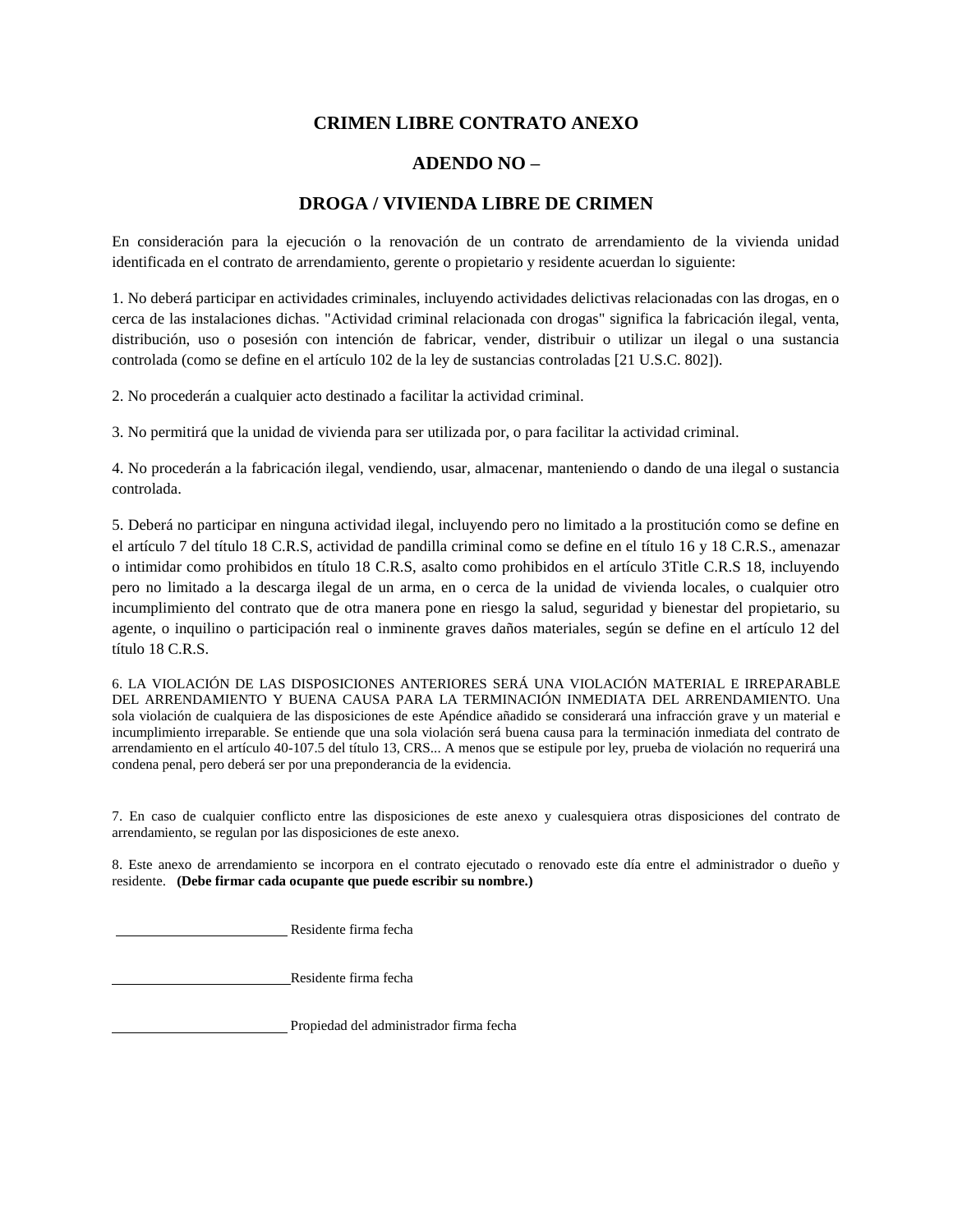# CRIMEN LIBRE CONTRATO ANEXO

## ADENDO NO –

## DROGA / VIVIENDA LIBRE DE CRIMEN

En consideración para la ejecución o la renovación de un contrato de arrendamiento de la vivienda unidad identificada en el contrato de arrendamiento, gerente o propietario y residente acuerdan lo siguiente:

1. No deberá participar en actividades criminales, incluyendo actividades delictivas relacionadas con las drogas, en o cerca de las instalaciones dichas. "Actividad criminal relacionada con drogas" significa la fabricación ilegal, venta, distribución, uso o posesión con intención de fabricar, vender, distribuir o utilizar un ilegal o una sustancia controlada (como se define en el artículo 102 de la ley de sustancias controladas [21 U.S.C. 802]).

2. No procederán a cualquier acto destinado a facilitar la actividad criminal.

3. No permitirá que la unidad de vivienda para ser utilizada por, o para facilitar la actividad criminal.

4. No procederán a la fabricación ilegal, vendiendo, usar, almacenar, manteniendo o dando de una ilegal o sustancia controlada.

5. Deberá no participar en ninguna actividad ilegal, incluyendo pero no limitado a la prostitución como se define en el artículo 7 del título 18 C.R.S, actividad de pandilla criminal como se define en el título 16 y 18 C.R.S., amenazar o intimidar como prohibidos en título 18 C.R.S, asalto como prohibidos en el artículo 3Title C.R.S 18, incluyendo pero no limitado a la descarga ilegal de un arma, en o cerca de la unidad de vivienda locales, o cualquier otro incumplimiento del contrato que de otra manera pone en riesgo la salud, seguridad y bienestar del propietario, su agente, o inquilino o participación real o inminente graves daños materiales, según se define en el artículo 12 del título 18 C.R.S.

6. LA VIOLACIÓN DE LAS DISPOSICIONES ANTERIORES SERÁ UNA VIOLACIÓN MATERIAL E IRREPARABLE DEL ARRENDAMIENTO Y BUENA CAUSA PARA LA TERMINACIÓN INMEDIATA DEL ARRENDAMIENTO. Una sola violación de cualquiera de las disposiciones de este Apéndice añadido se considerará una infracción grave y un material e incumplimiento irreparable. Se entiende que una sola violación será buena causa para la terminación inmediata del contrato de arrendamiento en el artículo 40-107.5 del título 13, CRS... A menos que se estipule por ley, prueba de violación no requerirá una condena penal, pero deberá ser por una preponderancia de la evidencia.

7. En caso de cualquier conflicto entre las disposiciones de este anexo y cualesquiera otras disposiciones del contrato de arrendamiento, se regulan por las disposiciones de este anexo.

8. Este anexo de arrendamiento se incorpora en el contrato ejecutado o renovado este día entre el administrador o dueño y residente. **(Debe firmar cada ocupante que puede escribir su nombre.)**

\_\_\_\_\_\_\_\_\_\_\_\_\_\_\_\_\_\_\_\_\_\_\_\_\_ Residente firma fecha

\_\_\_\_\_\_\_\_\_\_\_\_\_\_\_\_\_\_\_\_\_\_\_\_\_ Residente firma fecha

\_\_\_\_\_\_\_\_\_\_\_\_\_\_\_\_\_\_\_\_\_\_\_\_\_ Propiedad del administrador firma fecha